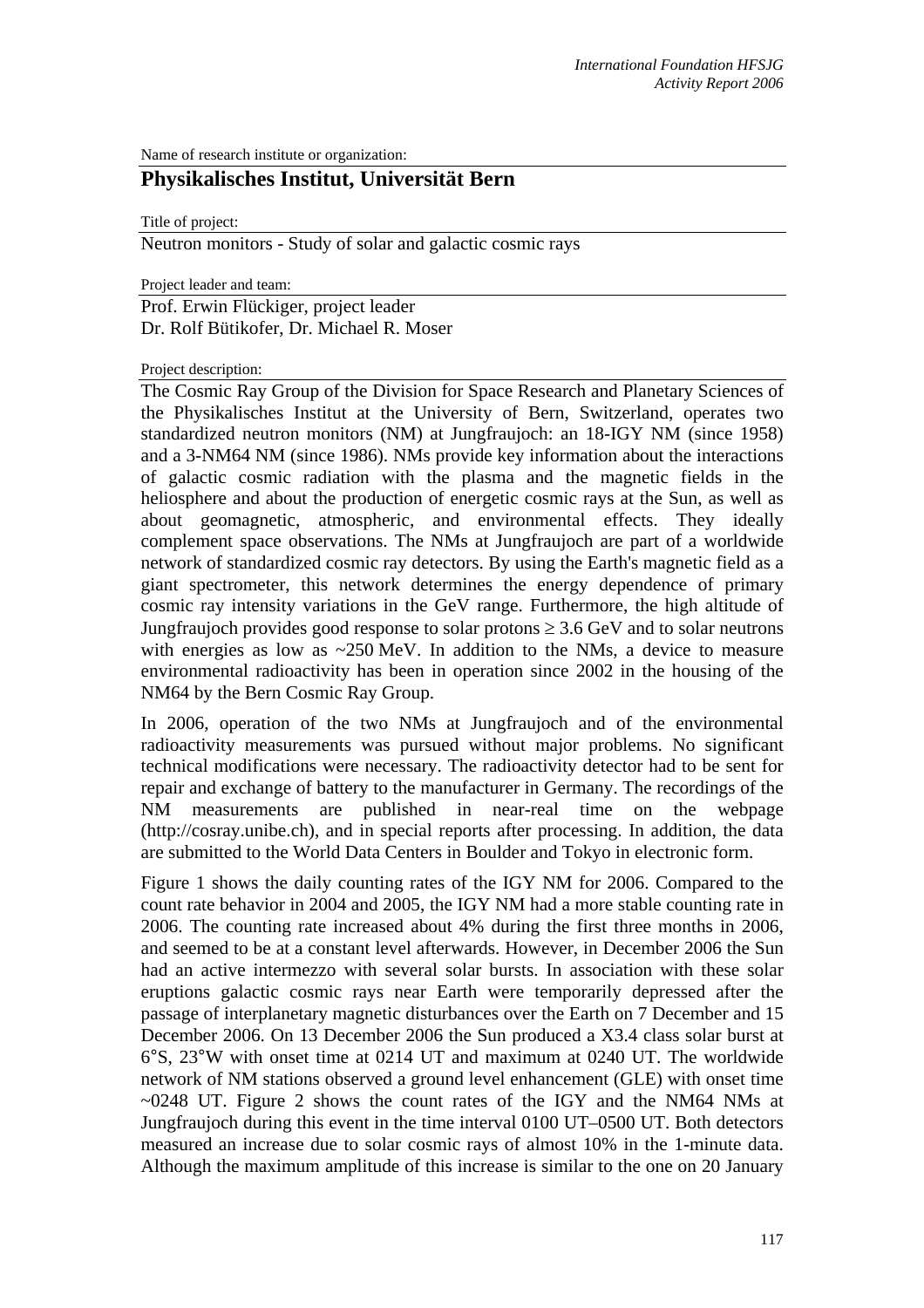Name of research institute or organization:

# Physikalisches Institut, Universität Bern

Title of project:

Neutron monitors - Study of solar and galactic cosmic rays

Project leader and team:

Prof. Erwin Flückiger, project leader
Dr. Rolf Bütikofer, Dr. Michael R. Moser

Project description:

The Cosmic Ray Group of the Division for Space Research and Planetary Sciences of the Physikalisches Institut at the University of Bern, Switzerland, operates two standardized neutron monitors (NM) at Jungfraujoch: an 18-IGY NM (since 1958) and a 3-NM64 NM (since 1986). NMs provide key information about the interactions of galactic cosmic radiation with the plasma and the magnetic fields in the heliosphere and about the production of energetic cosmic rays at the Sun, as well as about geomagnetic, atmospheric, and environmental effects. They ideally complement space observations. The NMs at Jungfraujoch are part of a worldwide network of standardized cosmic ray detectors. By using the Earth's magnetic field as a giant spectrometer, this network determines the energy dependence of primary cosmic ray intensity variations in the GeV range. Furthermore, the high altitude of Jungfraujoch provides good response to solar protons $\geq 3.6$ GeV and to solar neutrons with energies as low as ~250 MeV. In addition to the NMs, a device to measure environmental radioactivity has been in operation since 2002 in the housing of the NM64 by the Bern Cosmic Ray Group.

In 2006, operation of the two NMs at Jungfraujoch and of the environmental radioactivity measurements was pursued without major problems. No significant technical modifications were necessary. The radioactivity detector had to be sent for repair and exchange of battery to the manufacturer in Germany. The recordings of the NM measurements are published in near-real time on the webpage (http://cosray.unibe.ch), and in special reports after processing. In addition, the data are submitted to the World Data Centers in Boulder and Tokyo in electronic form.

Figure 1 shows the daily counting rates of the IGY NM for 2006. Compared to the count rate behavior in 2004 and 2005, the IGY NM had a more stable counting rate in 2006. The counting rate increased about 4% during the first three months in 2006, and seemed to be at a constant level afterwards. However, in December 2006 the Sun had an active intermezzo with several solar bursts. In association with these solar eruptions galactic cosmic rays near Earth were temporarily depressed after the passage of interplanetary magnetic disturbances over the Earth on 7 December and 15 December 2006. On 13 December 2006 the Sun produced a X3.4 class solar burst at 6°S, 23°W with onset time at 0214 UT and maximum at 0240 UT. The worldwide network of NM stations observed a ground level enhancement (GLE) with onset time ~0248 UT. Figure 2 shows the count rates of the IGY and the NM64 NMs at Jungfraujoch during this event in the time interval 0100 UT–0500 UT. Both detectors measured an increase due to solar cosmic rays of almost 10% in the 1-minute data. Although the maximum amplitude of this increase is similar to the one on 20 January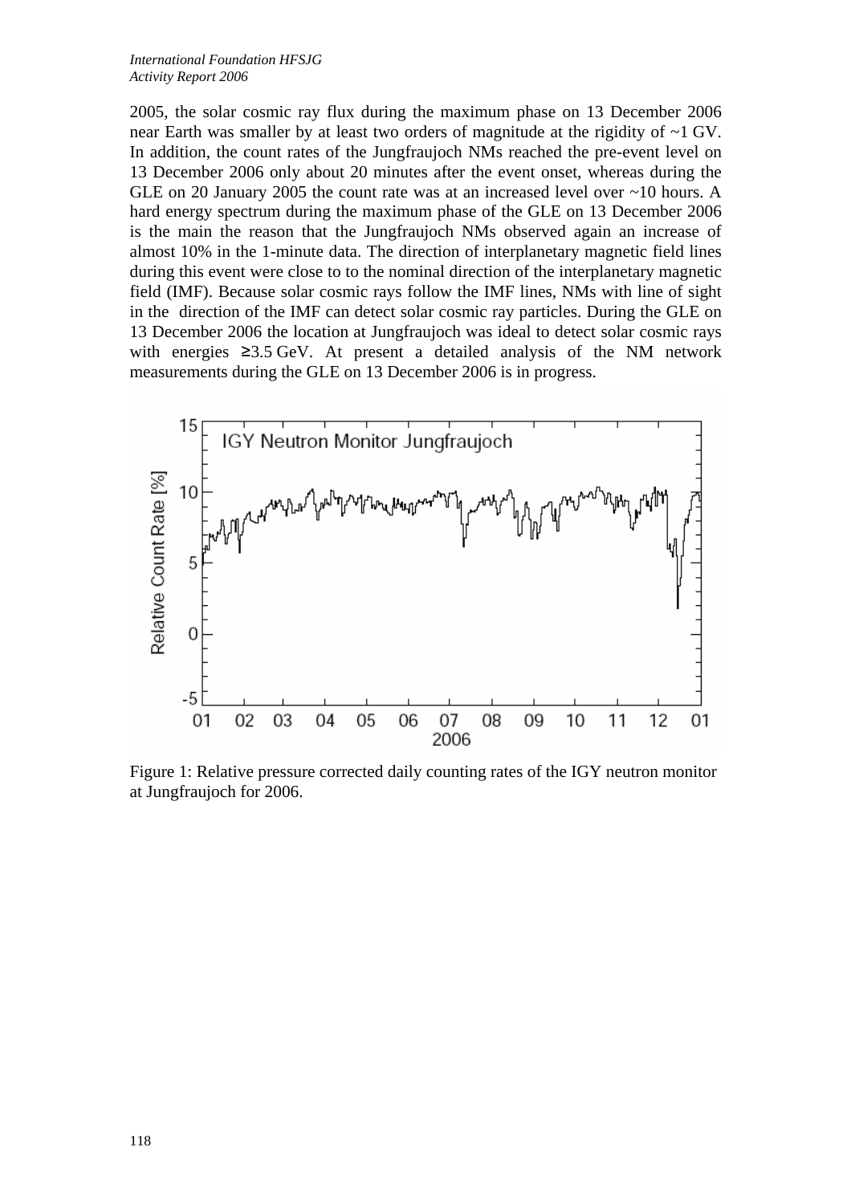2005, the solar cosmic ray flux during the maximum phase on 13 December 2006 near Earth was smaller by at least two orders of magnitude at the rigidity of ~1 GV. In addition, the count rates of the Jungfraujoch NMs reached the pre-event level on 13 December 2006 only about 20 minutes after the event onset, whereas during the GLE on 20 January 2005 the count rate was at an increased level over ~10 hours. A hard energy spectrum during the maximum phase of the GLE on 13 December 2006 is the main the reason that the Jungfraujoch NMs observed again an increase of almost 10% in the 1-minute data. The direction of interplanetary magnetic field lines during this event were close to to the nominal direction of the interplanetary magnetic field (IMF). Because solar cosmic rays follow the IMF lines, NMs with line of sight in the direction of the IMF can detect solar cosmic ray particles. During the GLE on 13 December 2006 the location at Jungfraujoch was ideal to detect solar cosmic rays with energies ≥3.5 GeV. At present a detailed analysis of the NM network measurements during the GLE on 13 December 2006 is in progress.

Figure 1: Relative pressure corrected daily counting rates of the IGY neutron monitor at Jungfraujoch for 2006.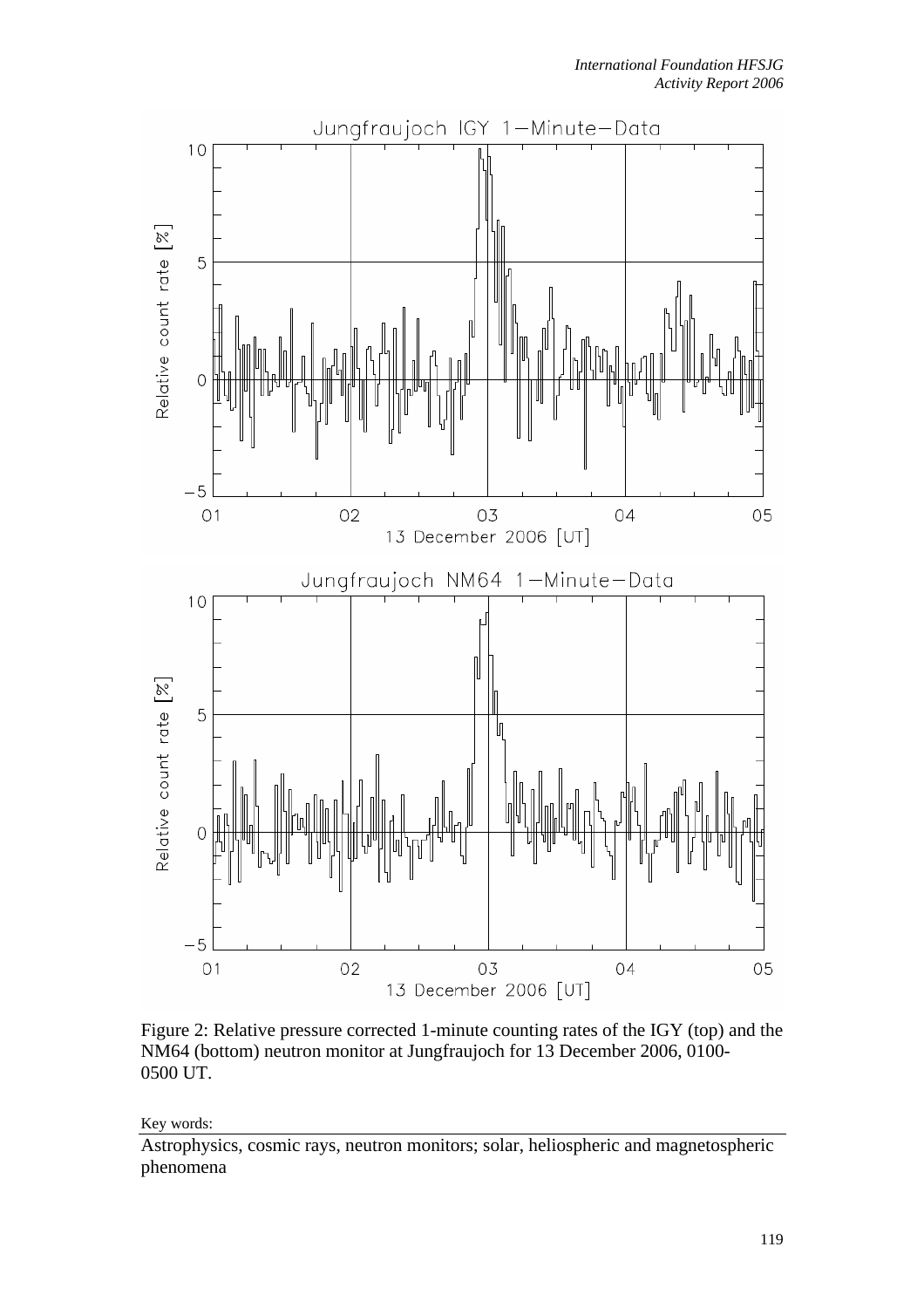Figure 2: Relative pressure corrected 1-minute counting rates of the IGY (top) and the NM64 (bottom) neutron monitor at Jungfraujoch for 13 December 2006, 0100-0500 UT.

Key words:

Astrophysics, cosmic rays, neutron monitors; solar, heliospheric and magnetospheric phenomena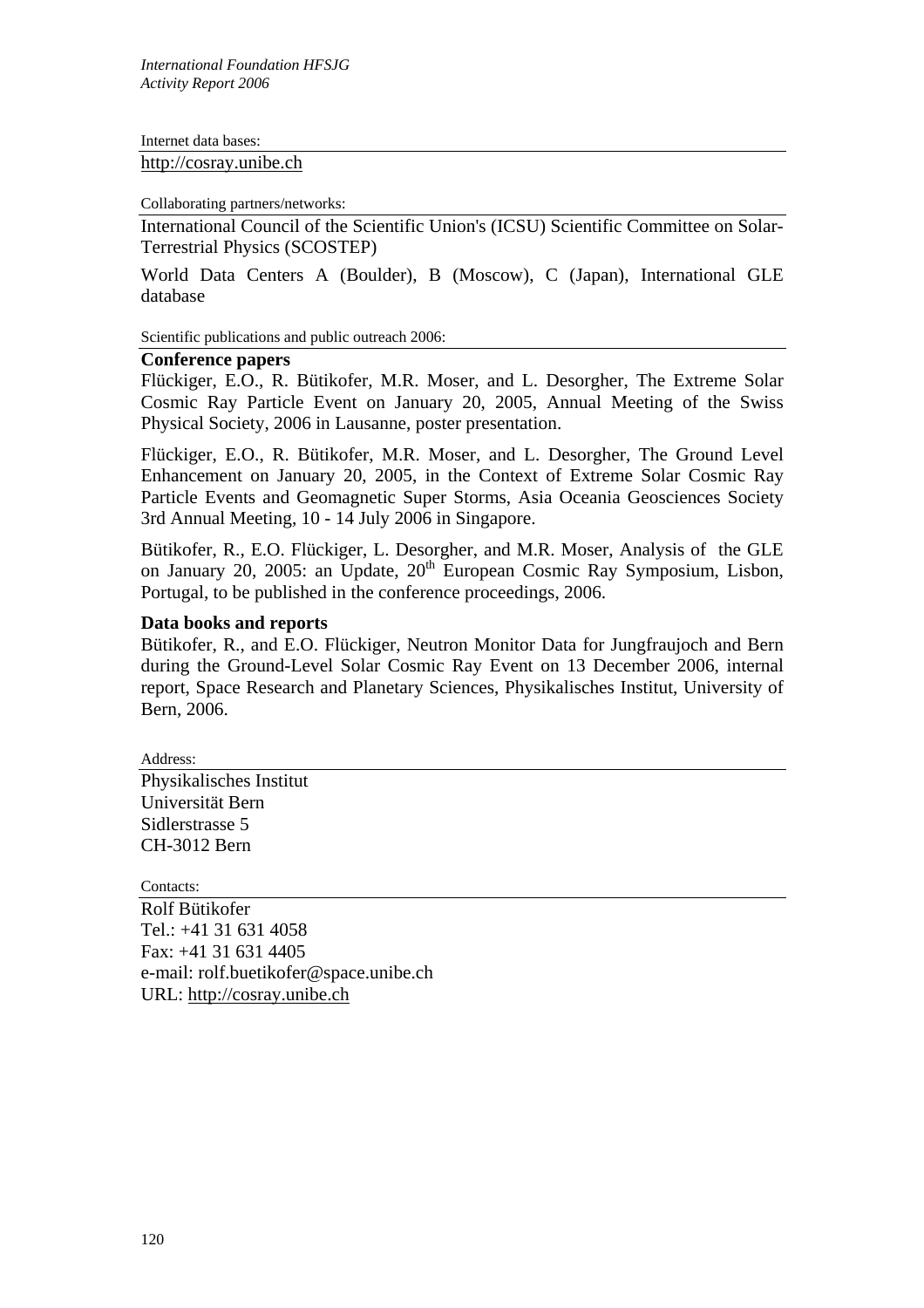Internet data bases:

http://cosray.unibe.ch

Collaborating partners/networks:

International Council of the Scientific Union's (ICSU) Scientific Committee on Solar-Terrestrial Physics (SCOSTEP)

World Data Centers A (Boulder), B (Moscow), C (Japan), International GLE database

Scientific publications and public outreach 2006:

**Conference papers**

Flückiger, E.O., R. Bütikofer, M.R. Moser, and L. Desorgher, The Extreme Solar Cosmic Ray Particle Event on January 20, 2005, Annual Meeting of the Swiss Physical Society, 2006 in Lausanne, poster presentation.

Flückiger, E.O., R. Bütikofer, M.R. Moser, and L. Desorgher, The Ground Level Enhancement on January 20, 2005, in the Context of Extreme Solar Cosmic Ray Particle Events and Geomagnetic Super Storms, Asia Oceania Geosciences Society 3rd Annual Meeting, 10 - 14 July 2006 in Singapore.

Bütikofer, R., E.O. Flückiger, L. Desorgher, and M.R. Moser, Analysis of the GLE on January 20, 2005: an Update, 20th European Cosmic Ray Symposium, Lisbon, Portugal, to be published in the conference proceedings, 2006.

**Data books and reports**

Bütikofer, R., and E.O. Flückiger, Neutron Monitor Data for Jungfraujoch and Bern during the Ground-Level Solar Cosmic Ray Event on 13 December 2006, internal report, Space Research and Planetary Sciences, Physikalisches Institut, University of Bern, 2006.

Address:

Physikalisches Institut  
Universität Bern  
Sidlerstrasse 5  
CH-3012 Bern

Contacts:

Rolf Bütikofer  
Tel.: +41 31 631 4058  
Fax: +41 31 631 4405  
e-mail: rolf.buetikofer@space.unibe.ch  
URL: http://cosray.unibe.ch